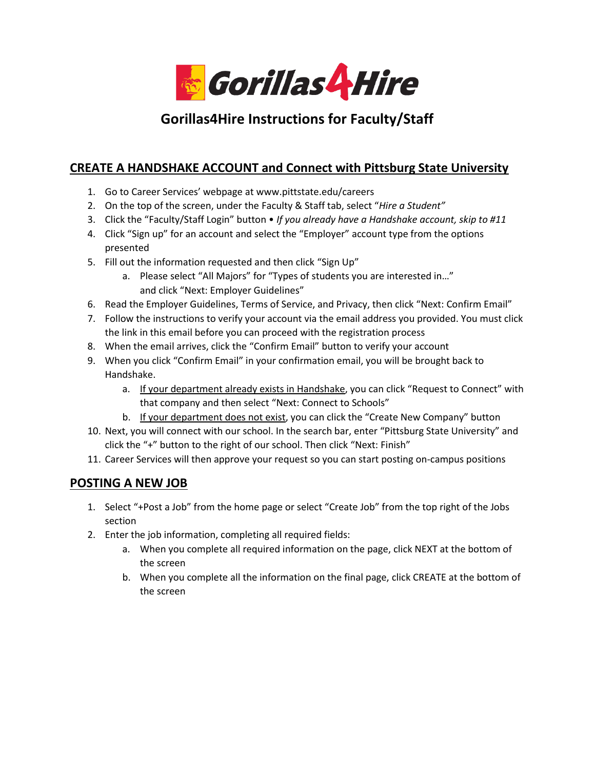# Gorillas4Hire Instructions for Faculty/Staff

## CREATE A HANDSHAKE ACCOUNT and Connect with Pittsburg State University

1. Go to Career Services' webpage at www.pittstate.edu/careers
2. On the top of the screen, under the Faculty & Staff tab, select "*Hire a Student"*
3. Click the "Faculty/Staff Login" button • *If you already have a Handshake account, skip to #11*
4. Click "Sign up" for an account and select the "Employer" account type from the options presented
5. Fill out the information requested and then click "Sign Up"
   a. Please select "All Majors" for "Types of students you are interested in…" and click "Next: Employer Guidelines"
6. Read the Employer Guidelines, Terms of Service, and Privacy, then click "Next: Confirm Email"
7. Follow the instructions to verify your account via the email address you provided. You must click the link in this email before you can proceed with the registration process
8. When the email arrives, click the "Confirm Email" button to verify your account
9. When you click "Confirm Email" in your confirmation email, you will be brought back to Handshake.
   a. If your department already exists in Handshake, you can click "Request to Connect" with that company and then select "Next: Connect to Schools"
   b. If your department does not exist, you can click the "Create New Company" button
10. Next, you will connect with our school. In the search bar, enter "Pittsburg State University" and click the "+" button to the right of our school. Then click "Next: Finish"
11. Career Services will then approve your request so you can start posting on-campus positions

## POSTING A NEW JOB

1. Select "+Post a Job" from the home page or select "Create Job" from the top right of the Jobs section
2. Enter the job information, completing all required fields:
   a. When you complete all required information on the page, click NEXT at the bottom of the screen
   b. When you complete all the information on the final page, click CREATE at the bottom of the screen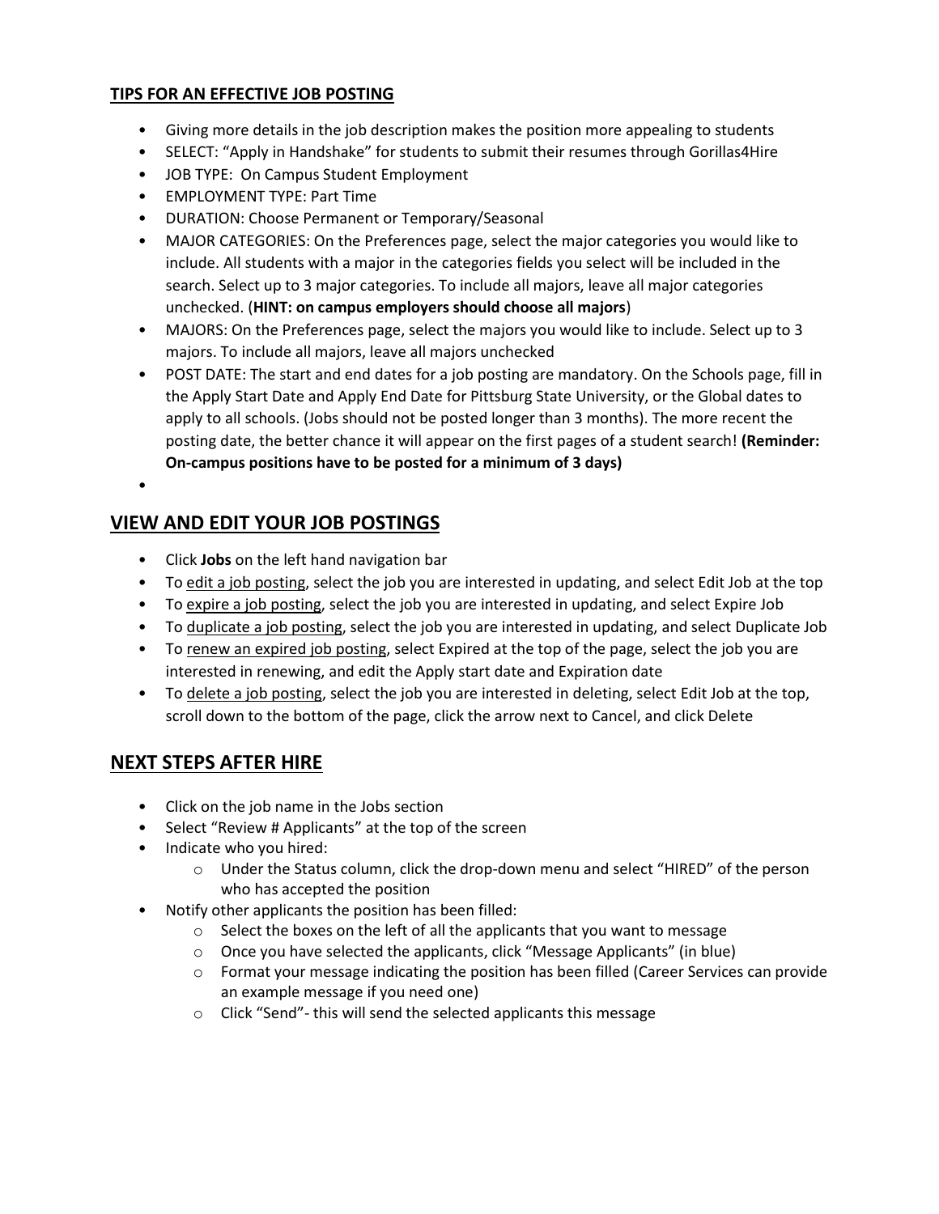**TIPS FOR AN EFFECTIVE JOB POSTING**

- Giving more details in the job description makes the position more appealing to students
- SELECT: "Apply in Handshake" for students to submit their resumes through Gorillas4Hire
- JOB TYPE: On Campus Student Employment
- EMPLOYMENT TYPE: Part Time
- DURATION: Choose Permanent or Temporary/Seasonal
- MAJOR CATEGORIES: On the Preferences page, select the major categories you would like to include. All students with a major in the categories fields you select will be included in the search. Select up to 3 major categories. To include all majors, leave all major categories unchecked. (**HINT: on campus employers should choose all majors**)
- MAJORS: On the Preferences page, select the majors you would like to include. Select up to 3 majors. To include all majors, leave all majors unchecked
- POST DATE: The start and end dates for a job posting are mandatory. On the Schools page, fill in the Apply Start Date and Apply End Date for Pittsburg State University, or the Global dates to apply to all schools. (Jobs should not be posted longer than 3 months). The more recent the posting date, the better chance it will appear on the first pages of a student search! **(Reminder: On-campus positions have to be posted for a minimum of 3 days)**

## VIEW AND EDIT YOUR JOB POSTINGS

- Click **Jobs** on the left hand navigation bar
- To edit a job posting, select the job you are interested in updating, and select Edit Job at the top
- To expire a job posting, select the job you are interested in updating, and select Expire Job
- To duplicate a job posting, select the job you are interested in updating, and select Duplicate Job
- To renew an expired job posting, select Expired at the top of the page, select the job you are interested in renewing, and edit the Apply start date and Expiration date
- To delete a job posting, select the job you are interested in deleting, select Edit Job at the top, scroll down to the bottom of the page, click the arrow next to Cancel, and click Delete

## NEXT STEPS AFTER HIRE

- Click on the job name in the Jobs section
- Select "Review # Applicants" at the top of the screen
- Indicate who you hired:
  - Under the Status column, click the drop-down menu and select "HIRED" of the person who has accepted the position
- Notify other applicants the position has been filled:
  - Select the boxes on the left of all the applicants that you want to message
  - Once you have selected the applicants, click "Message Applicants" (in blue)
  - Format your message indicating the position has been filled (Career Services can provide an example message if you need one)
  - Click "Send"- this will send the selected applicants this message